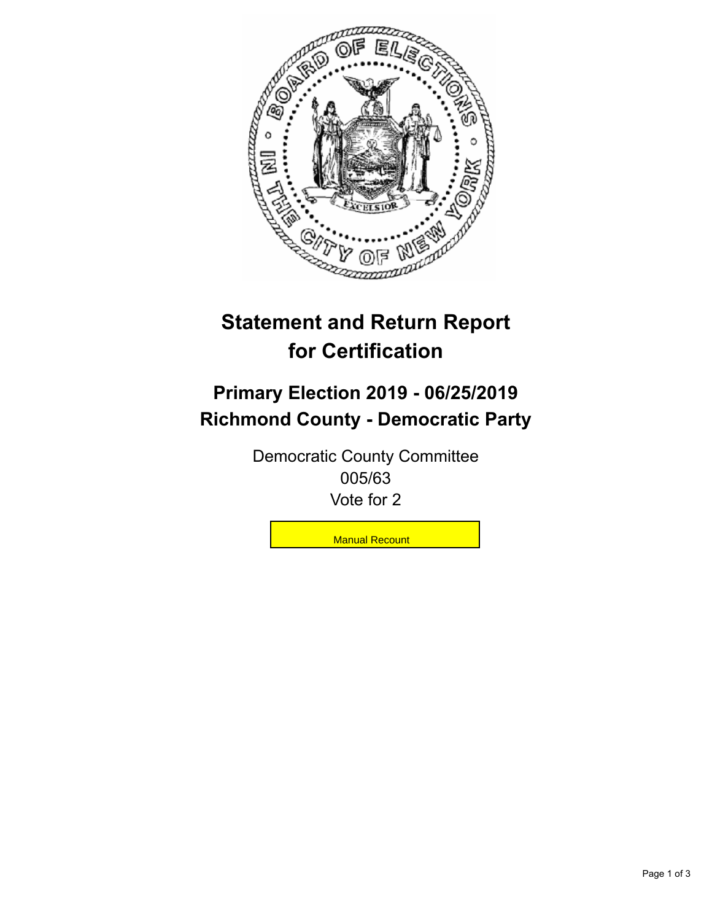# Statement and Return Report for Certification

## Primary Election 2019 - 06/25/2019
## Richmond County - Democratic Party

Democratic County Committee
005/63
Vote for 2

Manual Recount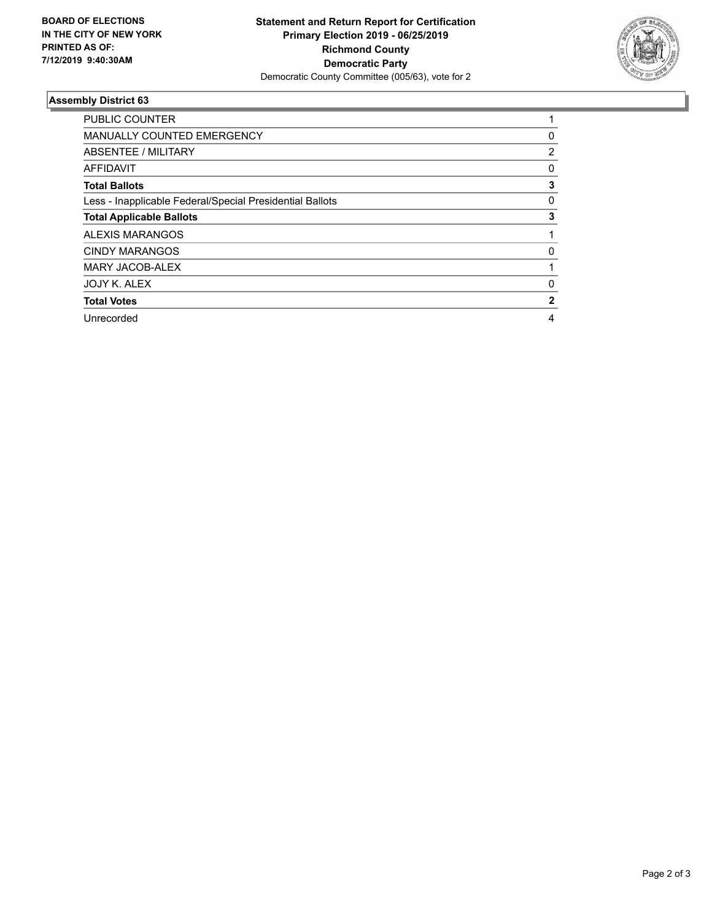**BOARD OF ELECTIONS IN THE CITY OF NEW YORK PRINTED AS OF: 7/12/2019 9:40:30AM**

**Statement and Return Report for Certification**
**Primary Election 2019 - 06/25/2019**
**Richmond County**
**Democratic Party**
Democratic County Committee (005/63), vote for 2

### Assembly District 63

| | |
|---|---|
| PUBLIC COUNTER | 1 |
| MANUALLY COUNTED EMERGENCY | 0 |
| ABSENTEE / MILITARY | 2 |
| AFFIDAVIT | 0 |
| **Total Ballots** | **3** |
| Less - Inapplicable Federal/Special Presidential Ballots | 0 |
| **Total Applicable Ballots** | **3** |
| ALEXIS MARANGOS | 1 |
| CINDY MARANGOS | 0 |
| MARY JACOB-ALEX | 1 |
| JOJY K. ALEX | 0 |
| **Total Votes** | **2** |
| Unrecorded | 4 |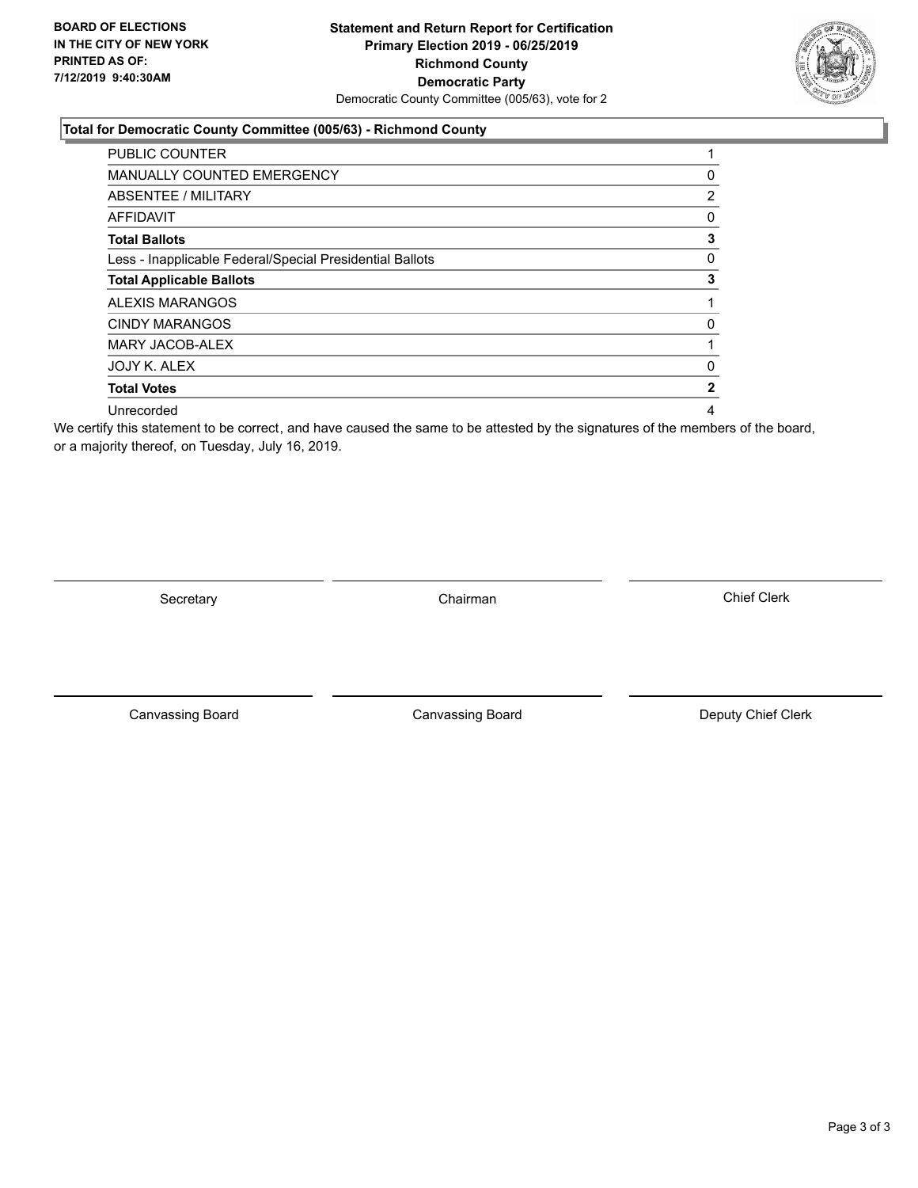**BOARD OF ELECTIONS IN THE CITY OF NEW YORK PRINTED AS OF: 7/12/2019 9:40:30AM**

**Statement and Return Report for Certification**
**Primary Election 2019 - 06/25/2019**
**Richmond County**
**Democratic Party**
Democratic County Committee (005/63), vote for 2

### Total for Democratic County Committee (005/63) - Richmond County

| | |
|---|---|
| PUBLIC COUNTER | 1 |
| MANUALLY COUNTED EMERGENCY | 0 |
| ABSENTEE / MILITARY | 2 |
| AFFIDAVIT | 0 |
| **Total Ballots** | **3** |
| Less - Inapplicable Federal/Special Presidential Ballots | 0 |
| **Total Applicable Ballots** | **3** |
| ALEXIS MARANGOS | 1 |
| CINDY MARANGOS | 0 |
| MARY JACOB-ALEX | 1 |
| JOJY K. ALEX | 0 |
| **Total Votes** | **2** |
| Unrecorded | 4 |

We certify this statement to be correct, and have caused the same to be attested by the signatures of the members of the board, or a majority thereof, on Tuesday, July 16, 2019.

Secretary

Chairman

Chief Clerk

Canvassing Board

Canvassing Board

Deputy Chief Clerk